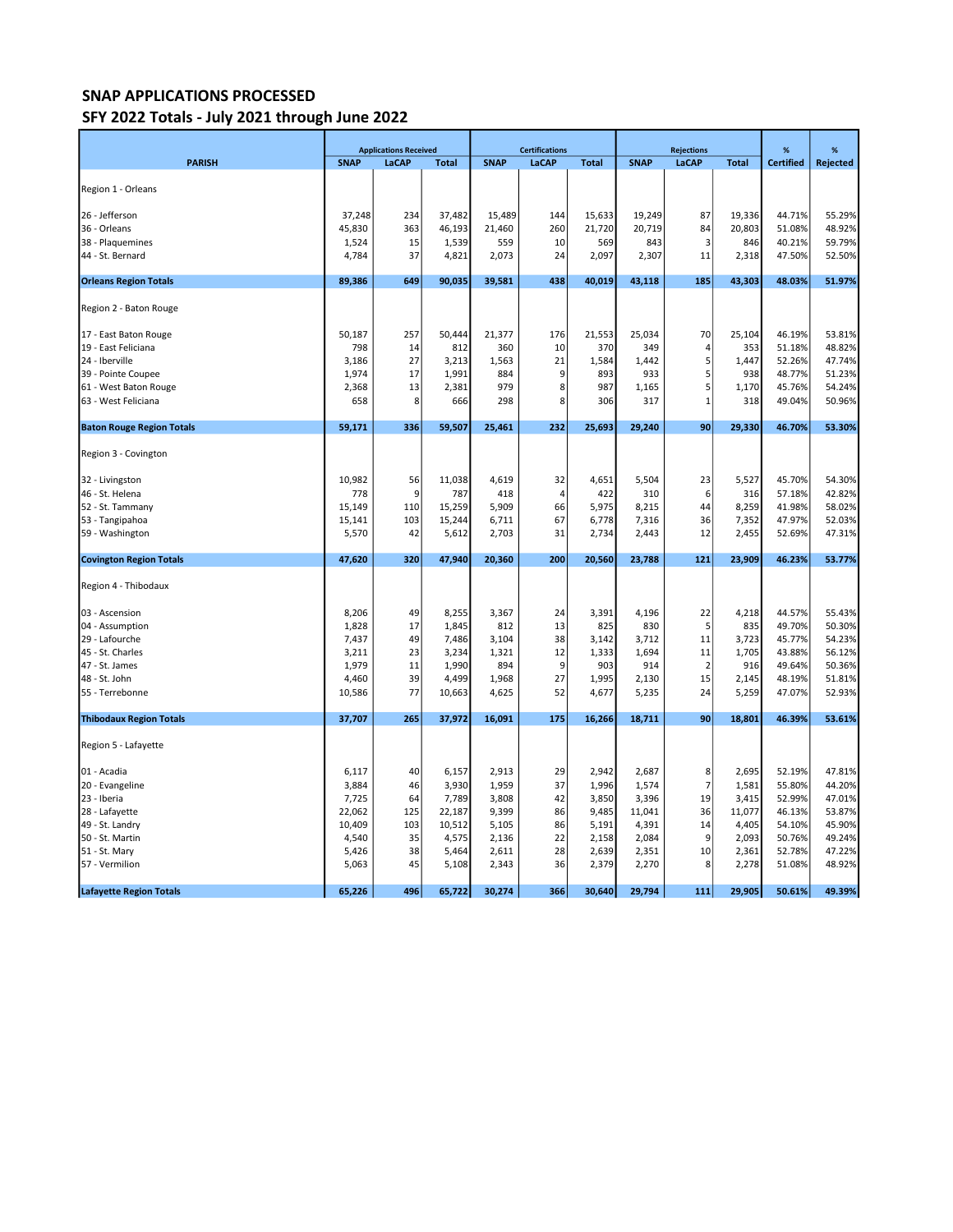# SNAP APPLICATIONS PROCESSED

## SFY 2022 Totals - July 2021 through June 2022

| PARISH | Applications Received | | | Certifications | | | Rejections | | | % | % |
|---|---|---|---|---|---|---|---|---|---|---|---|
| | SNAP | LaCAP | Total | SNAP | LaCAP | Total | SNAP | LaCAP | Total | Certified | Rejected |
| Region 1 - Orleans | | | | | | | | | | | |
| 26 - Jefferson | 37,248 | 234 | 37,482 | 15,489 | 144 | 15,633 | 19,249 | 87 | 19,336 | 44.71% | 55.29% |
| 36 - Orleans | 45,830 | 363 | 46,193 | 21,460 | 260 | 21,720 | 20,719 | 84 | 20,803 | 51.08% | 48.92% |
| 38 - Plaquemines | 1,524 | 15 | 1,539 | 559 | 10 | 569 | 843 | 3 | 846 | 40.21% | 59.79% |
| 44 - St. Bernard | 4,784 | 37 | 4,821 | 2,073 | 24 | 2,097 | 2,307 | 11 | 2,318 | 47.50% | 52.50% |
| **Orleans Region Totals** | **89,386** | **649** | **90,035** | **39,581** | **438** | **40,019** | **43,118** | **185** | **43,303** | **48.03%** | **51.97%** |
| Region 2 - Baton Rouge | | | | | | | | | | | |
| 17 - East Baton Rouge | 50,187 | 257 | 50,444 | 21,377 | 176 | 21,553 | 25,034 | 70 | 25,104 | 46.19% | 53.81% |
| 19 - East Feliciana | 798 | 14 | 812 | 360 | 10 | 370 | 349 | 4 | 353 | 51.18% | 48.82% |
| 24 - Iberville | 3,186 | 27 | 3,213 | 1,563 | 21 | 1,584 | 1,442 | 5 | 1,447 | 52.26% | 47.74% |
| 39 - Pointe Coupee | 1,974 | 17 | 1,991 | 884 | 9 | 893 | 933 | 5 | 938 | 48.77% | 51.23% |
| 61 - West Baton Rouge | 2,368 | 13 | 2,381 | 979 | 8 | 987 | 1,165 | 5 | 1,170 | 45.76% | 54.24% |
| 63 - West Feliciana | 658 | 8 | 666 | 298 | 8 | 306 | 317 | 1 | 318 | 49.04% | 50.96% |
| **Baton Rouge Region Totals** | **59,171** | **336** | **59,507** | **25,461** | **232** | **25,693** | **29,240** | **90** | **29,330** | **46.70%** | **53.30%** |
| Region 3 - Covington | | | | | | | | | | | |
| 32 - Livingston | 10,982 | 56 | 11,038 | 4,619 | 32 | 4,651 | 5,504 | 23 | 5,527 | 45.70% | 54.30% |
| 46 - St. Helena | 778 | 9 | 787 | 418 | 4 | 422 | 310 | 6 | 316 | 57.18% | 42.82% |
| 52 - St. Tammany | 15,149 | 110 | 15,259 | 5,909 | 66 | 5,975 | 8,215 | 44 | 8,259 | 41.98% | 58.02% |
| 53 - Tangipahoa | 15,141 | 103 | 15,244 | 6,711 | 67 | 6,778 | 7,316 | 36 | 7,352 | 47.97% | 52.03% |
| 59 - Washington | 5,570 | 42 | 5,612 | 2,703 | 31 | 2,734 | 2,443 | 12 | 2,455 | 52.69% | 47.31% |
| **Covington Region Totals** | **47,620** | **320** | **47,940** | **20,360** | **200** | **20,560** | **23,788** | **121** | **23,909** | **46.23%** | **53.77%** |
| Region 4 - Thibodaux | | | | | | | | | | | |
| 03 - Ascension | 8,206 | 49 | 8,255 | 3,367 | 24 | 3,391 | 4,196 | 22 | 4,218 | 44.57% | 55.43% |
| 04 - Assumption | 1,828 | 17 | 1,845 | 812 | 13 | 825 | 830 | 5 | 835 | 49.70% | 50.30% |
| 29 - Lafourche | 7,437 | 49 | 7,486 | 3,104 | 38 | 3,142 | 3,712 | 11 | 3,723 | 45.77% | 54.23% |
| 45 - St. Charles | 3,211 | 23 | 3,234 | 1,321 | 12 | 1,333 | 1,694 | 11 | 1,705 | 43.88% | 56.12% |
| 47 - St. James | 1,979 | 11 | 1,990 | 894 | 9 | 903 | 914 | 2 | 916 | 49.64% | 50.36% |
| 48 - St. John | 4,460 | 39 | 4,499 | 1,968 | 27 | 1,995 | 2,130 | 15 | 2,145 | 48.19% | 51.81% |
| 55 - Terrebonne | 10,586 | 77 | 10,663 | 4,625 | 52 | 4,677 | 5,235 | 24 | 5,259 | 47.07% | 52.93% |
| **Thibodaux Region Totals** | **37,707** | **265** | **37,972** | **16,091** | **175** | **16,266** | **18,711** | **90** | **18,801** | **46.39%** | **53.61%** |
| Region 5 - Lafayette | | | | | | | | | | | |
| 01 - Acadia | 6,117 | 40 | 6,157 | 2,913 | 29 | 2,942 | 2,687 | 8 | 2,695 | 52.19% | 47.81% |
| 20 - Evangeline | 3,884 | 46 | 3,930 | 1,959 | 37 | 1,996 | 1,574 | 7 | 1,581 | 55.80% | 44.20% |
| 23 - Iberia | 7,725 | 64 | 7,789 | 3,808 | 42 | 3,850 | 3,396 | 19 | 3,415 | 52.99% | 47.01% |
| 28 - Lafayette | 22,062 | 125 | 22,187 | 9,399 | 86 | 9,485 | 11,041 | 36 | 11,077 | 46.13% | 53.87% |
| 49 - St. Landry | 10,409 | 103 | 10,512 | 5,105 | 86 | 5,191 | 4,391 | 14 | 4,405 | 54.10% | 45.90% |
| 50 - St. Martin | 4,540 | 35 | 4,575 | 2,136 | 22 | 2,158 | 2,084 | 9 | 2,093 | 50.76% | 49.24% |
| 51 - St. Mary | 5,426 | 38 | 5,464 | 2,611 | 28 | 2,639 | 2,351 | 10 | 2,361 | 52.78% | 47.22% |
| 57 - Vermilion | 5,063 | 45 | 5,108 | 2,343 | 36 | 2,379 | 2,270 | 8 | 2,278 | 51.08% | 48.92% |
| **Lafayette Region Totals** | **65,226** | **496** | **65,722** | **30,274** | **366** | **30,640** | **29,794** | **111** | **29,905** | **50.61%** | **49.39%** |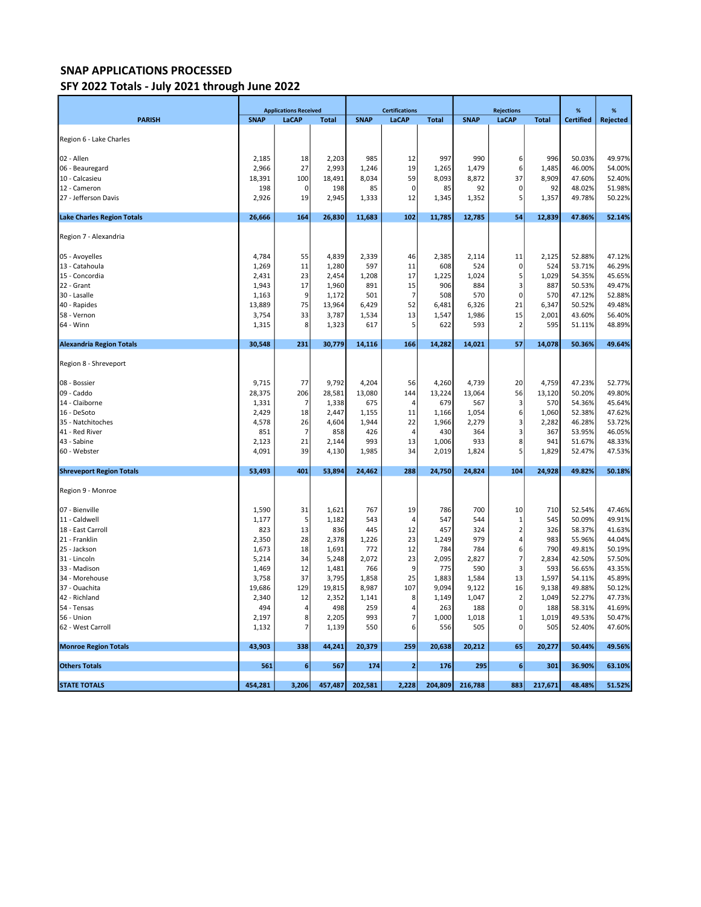## SNAP APPLICATIONS PROCESSED

## SFY 2022 Totals - July 2021 through June 2022

| PARISH | Applications Received | | | Certifications | | | Rejections | | | % | % |
|---|---|---|---|---|---|---|---|---|---|---|---|
| | SNAP | LaCAP | Total | SNAP | LaCAP | Total | SNAP | LaCAP | Total | Certified | Rejected |
| Region 6 - Lake Charles | | | | | | | | | | | |
| 02 - Allen | 2,185 | 18 | 2,203 | 985 | 12 | 997 | 990 | 6 | 996 | 50.03% | 49.97% |
| 06 - Beauregard | 2,966 | 27 | 2,993 | 1,246 | 19 | 1,265 | 1,479 | 6 | 1,485 | 46.00% | 54.00% |
| 10 - Calcasieu | 18,391 | 100 | 18,491 | 8,034 | 59 | 8,093 | 8,872 | 37 | 8,909 | 47.60% | 52.40% |
| 12 - Cameron | 198 | 0 | 198 | 85 | 0 | 85 | 92 | 0 | 92 | 48.02% | 51.98% |
| 27 - Jefferson Davis | 2,926 | 19 | 2,945 | 1,333 | 12 | 1,345 | 1,352 | 5 | 1,357 | 49.78% | 50.22% |
| **Lake Charles Region Totals** | **26,666** | **164** | **26,830** | **11,683** | **102** | **11,785** | **12,785** | **54** | **12,839** | **47.86%** | **52.14%** |
| Region 7 - Alexandria | | | | | | | | | | | |
| 05 - Avoyelles | 4,784 | 55 | 4,839 | 2,339 | 46 | 2,385 | 2,114 | 11 | 2,125 | 52.88% | 47.12% |
| 13 - Catahoula | 1,269 | 11 | 1,280 | 597 | 11 | 608 | 524 | 0 | 524 | 53.71% | 46.29% |
| 15 - Concordia | 2,431 | 23 | 2,454 | 1,208 | 17 | 1,225 | 1,024 | 5 | 1,029 | 54.35% | 45.65% |
| 22 - Grant | 1,943 | 17 | 1,960 | 891 | 15 | 906 | 884 | 3 | 887 | 50.53% | 49.47% |
| 30 - Lasalle | 1,163 | 9 | 1,172 | 501 | 7 | 508 | 570 | 0 | 570 | 47.12% | 52.88% |
| 40 - Rapides | 13,889 | 75 | 13,964 | 6,429 | 52 | 6,481 | 6,326 | 21 | 6,347 | 50.52% | 49.48% |
| 58 - Vernon | 3,754 | 33 | 3,787 | 1,534 | 13 | 1,547 | 1,986 | 15 | 2,001 | 43.60% | 56.40% |
| 64 - Winn | 1,315 | 8 | 1,323 | 617 | 5 | 622 | 593 | 2 | 595 | 51.11% | 48.89% |
| **Alexandria Region Totals** | **30,548** | **231** | **30,779** | **14,116** | **166** | **14,282** | **14,021** | **57** | **14,078** | **50.36%** | **49.64%** |
| Region 8 - Shreveport | | | | | | | | | | | |
| 08 - Bossier | 9,715 | 77 | 9,792 | 4,204 | 56 | 4,260 | 4,739 | 20 | 4,759 | 47.23% | 52.77% |
| 09 - Caddo | 28,375 | 206 | 28,581 | 13,080 | 144 | 13,224 | 13,064 | 56 | 13,120 | 50.20% | 49.80% |
| 14 - Claiborne | 1,331 | 7 | 1,338 | 675 | 4 | 679 | 567 | 3 | 570 | 54.36% | 45.64% |
| 16 - DeSoto | 2,429 | 18 | 2,447 | 1,155 | 11 | 1,166 | 1,054 | 6 | 1,060 | 52.38% | 47.62% |
| 35 - Natchitoches | 4,578 | 26 | 4,604 | 1,944 | 22 | 1,966 | 2,279 | 3 | 2,282 | 46.28% | 53.72% |
| 41 - Red River | 851 | 7 | 858 | 426 | 4 | 430 | 364 | 3 | 367 | 53.95% | 46.05% |
| 43 - Sabine | 2,123 | 21 | 2,144 | 993 | 13 | 1,006 | 933 | 8 | 941 | 51.67% | 48.33% |
| 60 - Webster | 4,091 | 39 | 4,130 | 1,985 | 34 | 2,019 | 1,824 | 5 | 1,829 | 52.47% | 47.53% |
| **Shreveport Region Totals** | **53,493** | **401** | **53,894** | **24,462** | **288** | **24,750** | **24,824** | **104** | **24,928** | **49.82%** | **50.18%** |
| Region 9 - Monroe | | | | | | | | | | | |
| 07 - Bienville | 1,590 | 31 | 1,621 | 767 | 19 | 786 | 700 | 10 | 710 | 52.54% | 47.46% |
| 11 - Caldwell | 1,177 | 5 | 1,182 | 543 | 4 | 547 | 544 | 1 | 545 | 50.09% | 49.91% |
| 18 - East Carroll | 823 | 13 | 836 | 445 | 12 | 457 | 324 | 2 | 326 | 58.37% | 41.63% |
| 21 - Franklin | 2,350 | 28 | 2,378 | 1,226 | 23 | 1,249 | 979 | 4 | 983 | 55.96% | 44.04% |
| 25 - Jackson | 1,673 | 18 | 1,691 | 772 | 12 | 784 | 784 | 6 | 790 | 49.81% | 50.19% |
| 31 - Lincoln | 5,214 | 34 | 5,248 | 2,072 | 23 | 2,095 | 2,827 | 7 | 2,834 | 42.50% | 57.50% |
| 33 - Madison | 1,469 | 12 | 1,481 | 766 | 9 | 775 | 590 | 3 | 593 | 56.65% | 43.35% |
| 34 - Morehouse | 3,758 | 37 | 3,795 | 1,858 | 25 | 1,883 | 1,584 | 13 | 1,597 | 54.11% | 45.89% |
| 37 - Ouachita | 19,686 | 129 | 19,815 | 8,987 | 107 | 9,094 | 9,122 | 16 | 9,138 | 49.88% | 50.12% |
| 42 - Richland | 2,340 | 12 | 2,352 | 1,141 | 8 | 1,149 | 1,047 | 2 | 1,049 | 52.27% | 47.73% |
| 54 - Tensas | 494 | 4 | 498 | 259 | 4 | 263 | 188 | 0 | 188 | 58.31% | 41.69% |
| 56 - Union | 2,197 | 8 | 2,205 | 993 | 7 | 1,000 | 1,018 | 1 | 1,019 | 49.53% | 50.47% |
| 62 - West Carroll | 1,132 | 7 | 1,139 | 550 | 6 | 556 | 505 | 0 | 505 | 52.40% | 47.60% |
| **Monroe Region Totals** | **43,903** | **338** | **44,241** | **20,379** | **259** | **20,638** | **20,212** | **65** | **20,277** | **50.44%** | **49.56%** |
| **Others Totals** | **561** | **6** | **567** | **174** | **2** | **176** | **295** | **6** | **301** | **36.90%** | **63.10%** |
| **STATE TOTALS** | **454,281** | **3,206** | **457,487** | **202,581** | **2,228** | **204,809** | **216,788** | **883** | **217,671** | **48.48%** | **51.52%** |